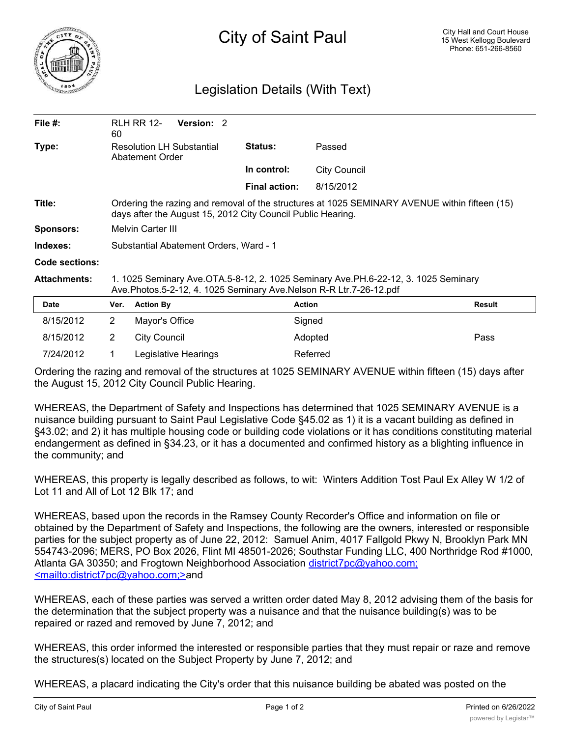# City of Saint Paul

City Hall and Court House
15 West Kellogg Boulevard
Phone: 651-266-8560

## Legislation Details (With Text)

| | | | |
|---|---|---|---|
| **File #:** | RLH RR 12-60 **Version:** 2 | | |
| **Type:** | Resolution LH Substantial Abatement Order | **Status:** | Passed |
| | | **In control:** | City Council |
| | | **Final action:** | 8/15/2012 |
| **Title:** | Ordering the razing and removal of the structures at 1025 SEMINARY AVENUE within fifteen (15) days after the August 15, 2012 City Council Public Hearing. | | |
| **Sponsors:** | Melvin Carter III | | |
| **Indexes:** | Substantial Abatement Orders, Ward - 1 | | |
| **Code sections:** | | | |
| **Attachments:** | 1. 1025 Seminary Ave.OTA.5-8-12, 2. 1025 Seminary Ave.PH.6-22-12, 3. 1025 Seminary Ave.Photos.5-2-12, 4. 1025 Seminary Ave.Nelson R-R Ltr.7-26-12.pdf | | |

| Date | Ver. | Action By | Action | Result |
|---|---|---|---|---|
| 8/15/2012 | 2 | Mayor's Office | Signed | |
| 8/15/2012 | 2 | City Council | Adopted | Pass |
| 7/24/2012 | 1 | Legislative Hearings | Referred | |

Ordering the razing and removal of the structures at 1025 SEMINARY AVENUE within fifteen (15) days after the August 15, 2012 City Council Public Hearing.

WHEREAS, the Department of Safety and Inspections has determined that 1025 SEMINARY AVENUE is a nuisance building pursuant to Saint Paul Legislative Code §45.02 as 1) it is a vacant building as defined in §43.02; and 2) it has multiple housing code or building code violations or it has conditions constituting material endangerment as defined in §34.23, or it has a documented and confirmed history as a blighting influence in the community; and

WHEREAS, this property is legally described as follows, to wit: Winters Addition Tost Paul Ex Alley W 1/2 of Lot 11 and All of Lot 12 Blk 17; and

WHEREAS, based upon the records in the Ramsey County Recorder's Office and information on file or obtained by the Department of Safety and Inspections, the following are the owners, interested or responsible parties for the subject property as of June 22, 2012: Samuel Anim, 4017 Fallgold Pkwy N, Brooklyn Park MN 554743-2096; MERS, PO Box 2026, Flint MI 48501-2026; Southstar Funding LLC, 400 Northridge Rod #1000, Atlanta GA 30350; and Frogtown Neighborhood Association district7pc@yahoo.com; <mailto:district7pc@yahoo.com;>and

WHEREAS, each of these parties was served a written order dated May 8, 2012 advising them of the basis for the determination that the subject property was a nuisance and that the nuisance building(s) was to be repaired or razed and removed by June 7, 2012; and

WHEREAS, this order informed the interested or responsible parties that they must repair or raze and remove the structures(s) located on the Subject Property by June 7, 2012; and

WHEREAS, a placard indicating the City's order that this nuisance building be abated was posted on the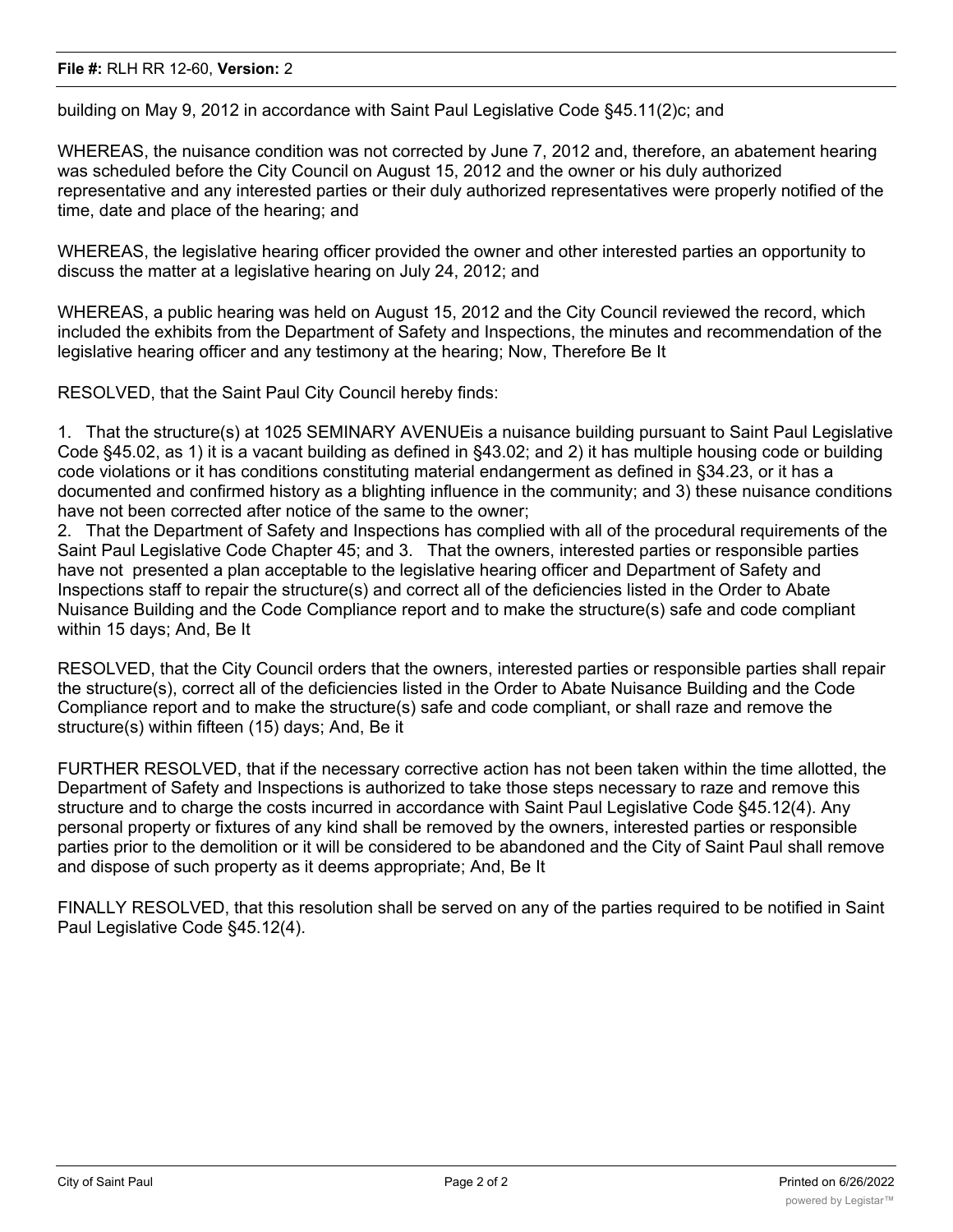building on May 9, 2012 in accordance with Saint Paul Legislative Code §45.11(2)c; and

WHEREAS, the nuisance condition was not corrected by June 7, 2012 and, therefore, an abatement hearing was scheduled before the City Council on August 15, 2012 and the owner or his duly authorized representative and any interested parties or their duly authorized representatives were properly notified of the time, date and place of the hearing; and

WHEREAS, the legislative hearing officer provided the owner and other interested parties an opportunity to discuss the matter at a legislative hearing on July 24, 2012; and

WHEREAS, a public hearing was held on August 15, 2012 and the City Council reviewed the record, which included the exhibits from the Department of Safety and Inspections, the minutes and recommendation of the legislative hearing officer and any testimony at the hearing; Now, Therefore Be It

RESOLVED, that the Saint Paul City Council hereby finds:

1. That the structure(s) at 1025 SEMINARY AVENUEis a nuisance building pursuant to Saint Paul Legislative Code §45.02, as 1) it is a vacant building as defined in §43.02; and 2) it has multiple housing code or building code violations or it has conditions constituting material endangerment as defined in §34.23, or it has a documented and confirmed history as a blighting influence in the community; and 3) these nuisance conditions have not been corrected after notice of the same to the owner;
2. That the Department of Safety and Inspections has complied with all of the procedural requirements of the Saint Paul Legislative Code Chapter 45; and 3. That the owners, interested parties or responsible parties have not presented a plan acceptable to the legislative hearing officer and Department of Safety and Inspections staff to repair the structure(s) and correct all of the deficiencies listed in the Order to Abate Nuisance Building and the Code Compliance report and to make the structure(s) safe and code compliant within 15 days; And, Be It

RESOLVED, that the City Council orders that the owners, interested parties or responsible parties shall repair the structure(s), correct all of the deficiencies listed in the Order to Abate Nuisance Building and the Code Compliance report and to make the structure(s) safe and code compliant, or shall raze and remove the structure(s) within fifteen (15) days; And, Be it

FURTHER RESOLVED, that if the necessary corrective action has not been taken within the time allotted, the Department of Safety and Inspections is authorized to take those steps necessary to raze and remove this structure and to charge the costs incurred in accordance with Saint Paul Legislative Code §45.12(4). Any personal property or fixtures of any kind shall be removed by the owners, interested parties or responsible parties prior to the demolition or it will be considered to be abandoned and the City of Saint Paul shall remove and dispose of such property as it deems appropriate; And, Be It

FINALLY RESOLVED, that this resolution shall be served on any of the parties required to be notified in Saint Paul Legislative Code §45.12(4).